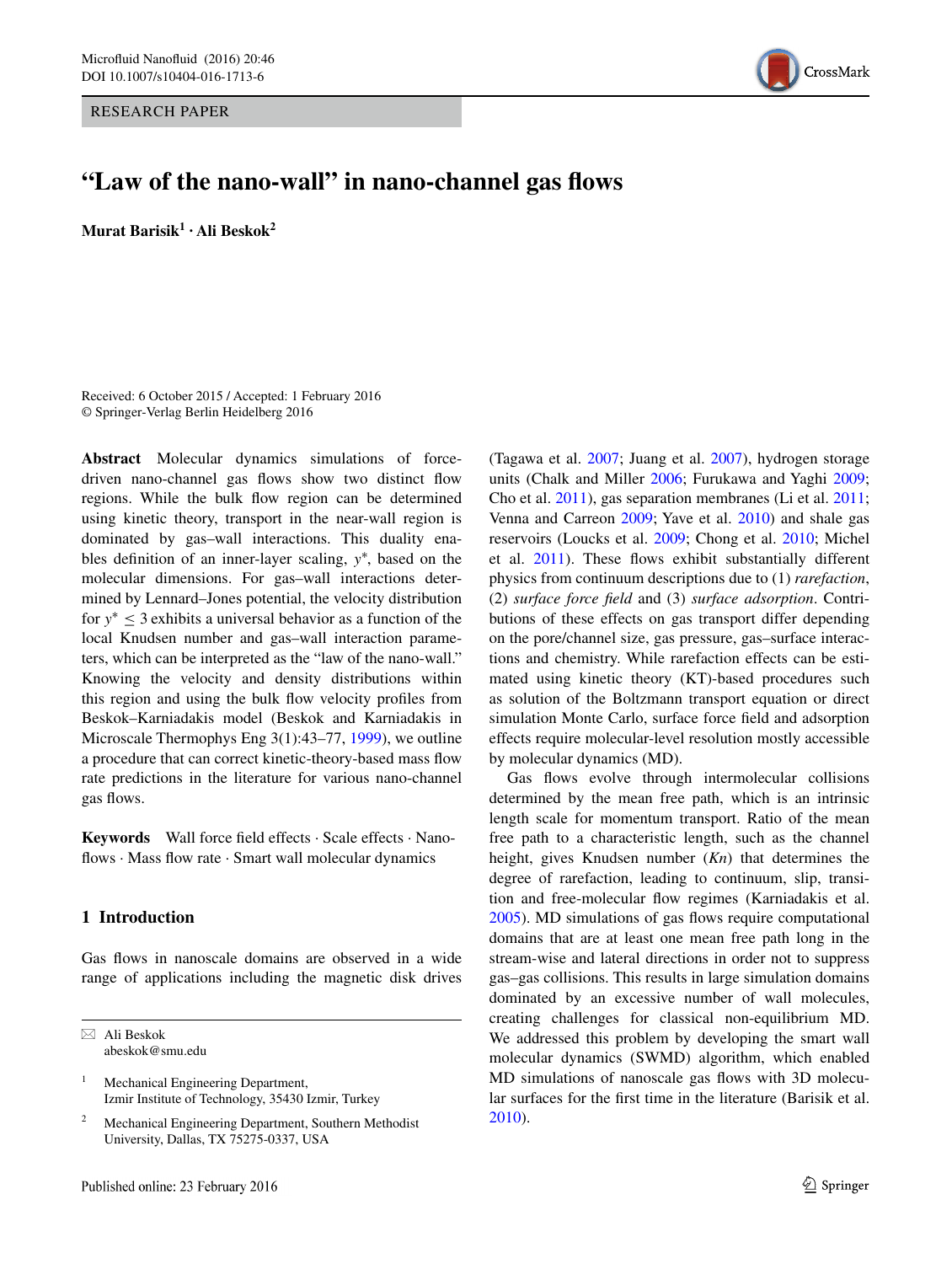RESEARCH PAPER

# "Law of the nano-wall" in nano-channel gas flows

**Murat Barisik[1] · Ali Beskok[2]**

Received: 6 October 2015 / Accepted: 1 February 2016
© Springer-Verlag Berlin Heidelberg 2016

**Abstract** Molecular dynamics simulations of force-driven nano-channel gas flows show two distinct flow regions. While the bulk flow region can be determined using kinetic theory, transport in the near-wall region is dominated by gas–wall interactions. This duality enables definition of an inner-layer scaling, $y^*$, based on the molecular dimensions. For gas–wall interactions determined by Lennard–Jones potential, the velocity distribution for $y^* \leq 3$ exhibits a universal behavior as a function of the local Knudsen number and gas–wall interaction parameters, which can be interpreted as the "law of the nano-wall." Knowing the velocity and density distributions within this region and using the bulk flow velocity profiles from Beskok–Karniadakis model (Beskok and Karniadakis in Microscale Thermophys Eng 3(1):43–77, 1999), we outline a procedure that can correct kinetic-theory-based mass flow rate predictions in the literature for various nano-channel gas flows.

**Keywords** Wall force field effects · Scale effects · Nano-flows · Mass flow rate · Smart wall molecular dynamics

## 1 Introduction

Gas flows in nanoscale domains are observed in a wide range of applications including the magnetic disk drives (Tagawa et al. 2007; Juang et al. 2007), hydrogen storage units (Chalk and Miller 2006; Furukawa and Yaghi 2009; Cho et al. 2011), gas separation membranes (Li et al. 2011; Venna and Carreon 2009; Yave et al. 2010) and shale gas reservoirs (Loucks et al. 2009; Chong et al. 2010; Michel et al. 2011). These flows exhibit substantially different physics from continuum descriptions due to (1) *rarefaction*, (2) *surface force field* and (3) *surface adsorption*. Contributions of these effects on gas transport differ depending on the pore/channel size, gas pressure, gas–surface interactions and chemistry. While rarefaction effects can be estimated using kinetic theory (KT)-based procedures such as solution of the Boltzmann transport equation or direct simulation Monte Carlo, surface force field and adsorption effects require molecular-level resolution mostly accessible by molecular dynamics (MD).

Gas flows evolve through intermolecular collisions determined by the mean free path, which is an intrinsic length scale for momentum transport. Ratio of the mean free path to a characteristic length, such as the channel height, gives Knudsen number (*Kn*) that determines the degree of rarefaction, leading to continuum, slip, transition and free-molecular flow regimes (Karniadakis et al. 2005). MD simulations of gas flows require computational domains that are at least one mean free path long in the stream-wise and lateral directions in order not to suppress gas–gas collisions. This results in large simulation domains dominated by an excessive number of wall molecules, creating challenges for classical non-equilibrium MD. We addressed this problem by developing the smart wall molecular dynamics (SWMD) algorithm, which enabled MD simulations of nanoscale gas flows with 3D molecular surfaces for the first time in the literature (Barisik et al. 2010).

✉ Ali Beskok
abeskok@smu.edu

[1] Mechanical Engineering Department, Izmir Institute of Technology, 35430 Izmir, Turkey

[2] Mechanical Engineering Department, Southern Methodist University, Dallas, TX 75275-0337, USA

Published online: 23 February 2016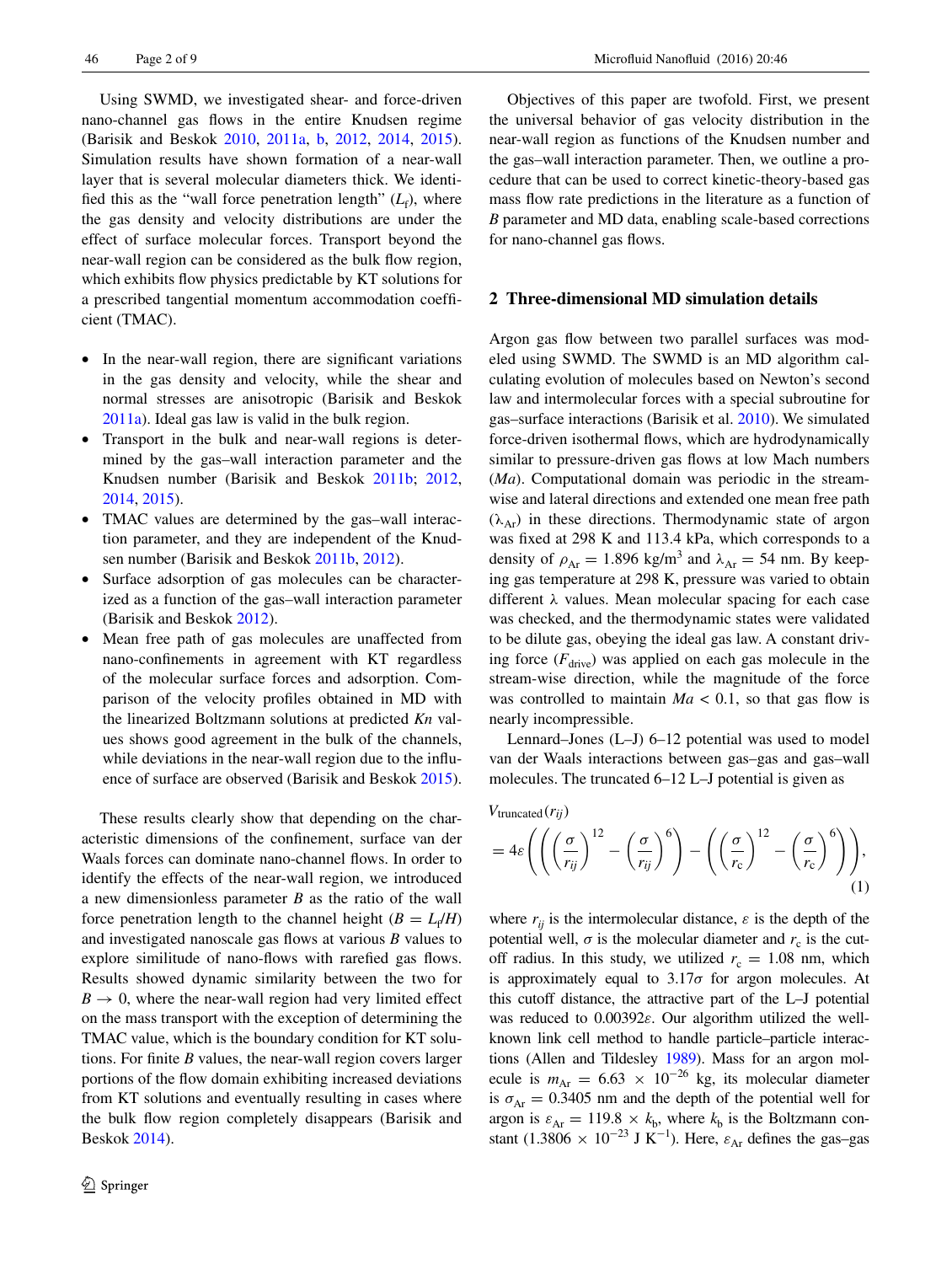Using SWMD, we investigated shear- and force-driven nano-channel gas flows in the entire Knudsen regime (Barisik and Beskok 2010, 2011a, b, 2012, 2014, 2015). Simulation results have shown formation of a near-wall layer that is several molecular diameters thick. We identified this as the "wall force penetration length" ($L_f$), where the gas density and velocity distributions are under the effect of surface molecular forces. Transport beyond the near-wall region can be considered as the bulk flow region, which exhibits flow physics predictable by KT solutions for a prescribed tangential momentum accommodation coefficient (TMAC).

- In the near-wall region, there are significant variations in the gas density and velocity, while the shear and normal stresses are anisotropic (Barisik and Beskok 2011a). Ideal gas law is valid in the bulk region.
- Transport in the bulk and near-wall regions is determined by the gas–wall interaction parameter and the Knudsen number (Barisik and Beskok 2011b; 2012, 2014, 2015).
- TMAC values are determined by the gas–wall interaction parameter, and they are independent of the Knudsen number (Barisik and Beskok 2011b, 2012).
- Surface adsorption of gas molecules can be characterized as a function of the gas–wall interaction parameter (Barisik and Beskok 2012).
- Mean free path of gas molecules are unaffected from nano-confinements in agreement with KT regardless of the molecular surface forces and adsorption. Comparison of the velocity profiles obtained in MD with the linearized Boltzmann solutions at predicted *Kn* values shows good agreement in the bulk of the channels, while deviations in the near-wall region due to the influence of surface are observed (Barisik and Beskok 2015).

These results clearly show that depending on the characteristic dimensions of the confinement, surface van der Waals forces can dominate nano-channel flows. In order to identify the effects of the near-wall region, we introduced a new dimensionless parameter *B* as the ratio of the wall force penetration length to the channel height ($B = L_f/H$) and investigated nanoscale gas flows at various *B* values to explore similitude of nano-flows with rarefied gas flows. Results showed dynamic similarity between the two for $B \to 0$, where the near-wall region had very limited effect on the mass transport with the exception of determining the TMAC value, which is the boundary condition for KT solutions. For finite *B* values, the near-wall region covers larger portions of the flow domain exhibiting increased deviations from KT solutions and eventually resulting in cases where the bulk flow region completely disappears (Barisik and Beskok 2014).

Objectives of this paper are twofold. First, we present the universal behavior of gas velocity distribution in the near-wall region as functions of the Knudsen number and the gas–wall interaction parameter. Then, we outline a procedure that can be used to correct kinetic-theory-based gas mass flow rate predictions in the literature as a function of *B* parameter and MD data, enabling scale-based corrections for nano-channel gas flows.

## 2 Three-dimensional MD simulation details

Argon gas flow between two parallel surfaces was modeled using SWMD. The SWMD is an MD algorithm calculating evolution of molecules based on Newton's second law and intermolecular forces with a special subroutine for gas–surface interactions (Barisik et al. 2010). We simulated force-driven isothermal flows, which are hydrodynamically similar to pressure-driven gas flows at low Mach numbers (*Ma*). Computational domain was periodic in the stream-wise and lateral directions and extended one mean free path ($\lambda_{Ar}$) in these directions. Thermodynamic state of argon was fixed at 298 K and 113.4 kPa, which corresponds to a density of $\rho_{Ar} = 1.896$ kg/m$^3$ and $\lambda_{Ar} = 54$ nm. By keeping gas temperature at 298 K, pressure was varied to obtain different $\lambda$ values. Mean molecular spacing for each case was checked, and the thermodynamic states were validated to be dilute gas, obeying the ideal gas law. A constant driving force ($F_{drive}$) was applied on each gas molecule in the stream-wise direction, while the magnitude of the force was controlled to maintain $Ma < 0.1$, so that gas flow is nearly incompressible.

Lennard–Jones (L–J) 6–12 potential was used to model van der Waals interactions between gas–gas and gas–wall molecules. The truncated 6–12 L–J potential is given as

$$V_{\text{truncated}}(r_{ij}) = 4\varepsilon\left(\left(\left(\frac{\sigma}{r_{ij}}\right)^{12} - \left(\frac{\sigma}{r_{ij}}\right)^{6}\right) - \left(\left(\frac{\sigma}{r_c}\right)^{12} - \left(\frac{\sigma}{r_c}\right)^{6}\right)\right), \tag{1}$$

where $r_{ij}$ is the intermolecular distance, $\varepsilon$ is the depth of the potential well, $\sigma$ is the molecular diameter and $r_c$ is the cut-off radius. In this study, we utilized $r_c = 1.08$ nm, which is approximately equal to $3.17\sigma$ for argon molecules. At this cutoff distance, the attractive part of the L–J potential was reduced to $0.00392\varepsilon$. Our algorithm utilized the well-known link cell method to handle particle–particle interactions (Allen and Tildesley 1989). Mass for an argon molecule is $m_{Ar} = 6.63 \times 10^{-26}$ kg, its molecular diameter is $\sigma_{Ar} = 0.3405$ nm and the depth of the potential well for argon is $\varepsilon_{Ar} = 119.8 \times k_b$, where $k_b$ is the Boltzmann constant ($1.3806 \times 10^{-23}$ J K$^{-1}$). Here, $\varepsilon_{Ar}$ defines the gas–gas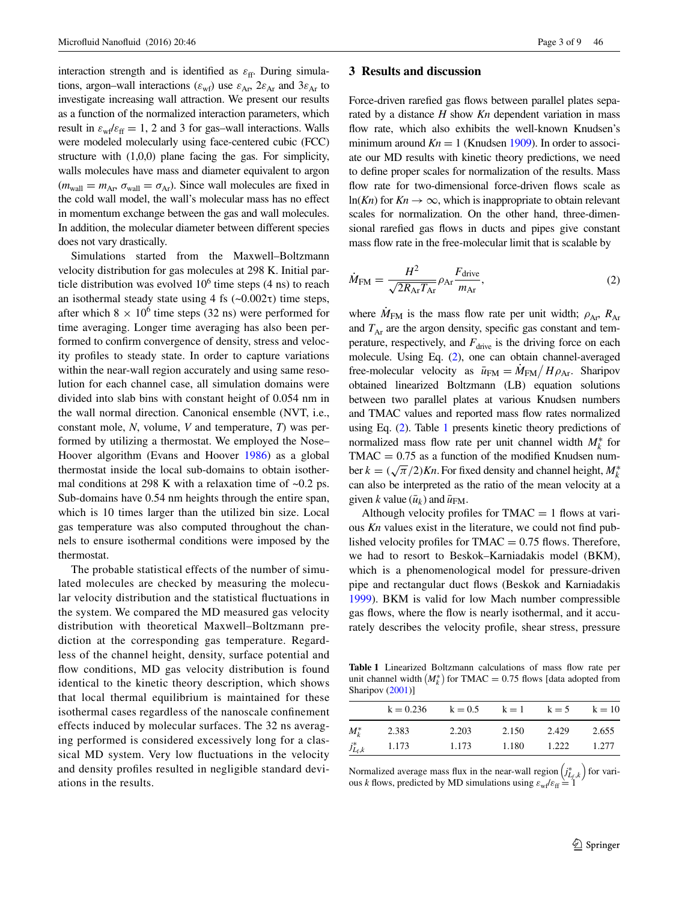interaction strength and is identified as $\varepsilon_{ff}$. During simulations, argon–wall interactions ($\varepsilon_{wf}$) use $\varepsilon_{Ar}$, $2\varepsilon_{Ar}$ and $3\varepsilon_{Ar}$ to investigate increasing wall attraction. We present our results as a function of the normalized interaction parameters, which result in $\varepsilon_{wf}/\varepsilon_{ff} = 1$, 2 and 3 for gas–wall interactions. Walls were modeled molecularly using face-centered cubic (FCC) structure with (1,0,0) plane facing the gas. For simplicity, walls molecules have mass and diameter equivalent to argon ($m_{wall} = m_{Ar}$, $\sigma_{wall} = \sigma_{Ar}$). Since wall molecules are fixed in the cold wall model, the wall's molecular mass has no effect in momentum exchange between the gas and wall molecules. In addition, the molecular diameter between different species does not vary drastically.

Simulations started from the Maxwell–Boltzmann velocity distribution for gas molecules at 298 K. Initial particle distribution was evolved $10^6$ time steps (4 ns) to reach an isothermal steady state using 4 fs (~0.002τ) time steps, after which $8 \times 10^6$ time steps (32 ns) were performed for time averaging. Longer time averaging has also been performed to confirm convergence of density, stress and velocity profiles to steady state. In order to capture variations within the near-wall region accurately and using same resolution for each channel case, all simulation domains were divided into slab bins with constant height of 0.054 nm in the wall normal direction. Canonical ensemble (NVT, i.e., constant mole, $N$, volume, $V$ and temperature, $T$) was performed by utilizing a thermostat. We employed the Nose–Hoover algorithm (Evans and Hoover 1986) as a global thermostat inside the local sub-domains to obtain isothermal conditions at 298 K with a relaxation time of ~0.2 ps. Sub-domains have 0.54 nm heights through the entire span, which is 10 times larger than the utilized bin size. Local gas temperature was also computed throughout the channels to ensure isothermal conditions were imposed by the thermostat.

The probable statistical effects of the number of simulated molecules are checked by measuring the molecular velocity distribution and the statistical fluctuations in the system. We compared the MD measured gas velocity distribution with theoretical Maxwell–Boltzmann prediction at the corresponding gas temperature. Regardless of the channel height, density, surface potential and flow conditions, MD gas velocity distribution is found identical to the kinetic theory description, which shows that local thermal equilibrium is maintained for these isothermal cases regardless of the nanoscale confinement effects induced by molecular surfaces. The 32 ns averaging performed is considered excessively long for a classical MD system. Very low fluctuations in the velocity and density profiles resulted in negligible standard deviations in the results.

## 3 Results and discussion

Force-driven rarefied gas flows between parallel plates separated by a distance $H$ show $Kn$ dependent variation in mass flow rate, which also exhibits the well-known Knudsen's minimum around $Kn = 1$ (Knudsen 1909). In order to associate our MD results with kinetic theory predictions, we need to define proper scales for normalization of the results. Mass flow rate for two-dimensional force-driven flows scale as $\ln(Kn)$ for $Kn \to \infty$, which is inappropriate to obtain relevant scales for normalization. On the other hand, three-dimensional rarefied gas flows in ducts and pipes give constant mass flow rate in the free-molecular limit that is scalable by

$$\dot{M}_{FM} = \frac{H^2}{\sqrt{2R_{Ar}T_{Ar}}}\rho_{Ar}\frac{F_{drive}}{m_{Ar}}, \tag{2}$$

where $\dot{M}_{FM}$ is the mass flow rate per unit width; $\rho_{Ar}$, $R_{Ar}$ and $T_{Ar}$ are the argon density, specific gas constant and temperature, respectively, and $F_{drive}$ is the driving force on each molecule. Using Eq. (2), one can obtain channel-averaged free-molecular velocity as $\bar{u}_{FM} = \dot{M}_{FM}/H\rho_{Ar}$. Sharipov obtained linearized Boltzmann (LB) equation solutions between two parallel plates at various Knudsen numbers and TMAC values and reported mass flow rates normalized using Eq. (2). Table 1 presents kinetic theory predictions of normalized mass flow rate per unit channel width $M_k^*$ for TMAC = 0.75 as a function of the modified Knudsen number $k = (\sqrt{\pi}/2)Kn$. For fixed density and channel height, $M_k^*$ can also be interpreted as the ratio of the mean velocity at a given $k$ value ($\bar{u}_k$) and $\bar{u}_{FM}$.

Although velocity profiles for TMAC = 1 flows at various $Kn$ values exist in the literature, we could not find published velocity profiles for TMAC = 0.75 flows. Therefore, we had to resort to Beskok–Karniadakis model (BKM), which is a phenomenological model for pressure-driven pipe and rectangular duct flows (Beskok and Karniadakis 1999). BKM is valid for low Mach number compressible gas flows, where the flow is nearly isothermal, and it accurately describes the velocity profile, shear stress, pressure

**Table 1** Linearized Boltzmann calculations of mass flow rate per unit channel width $\left(M_k^*\right)$ for TMAC = 0.75 flows [data adopted from Sharipov (2001)]

| | k = 0.236 | k = 0.5 | k = 1 | k = 5 | k = 10 |
|---|---|---|---|---|---|
| $M_k^*$ | 2.383 | 2.203 | 2.150 | 2.429 | 2.655 |
| $j^*_{L_f,k}$ | 1.173 | 1.173 | 1.180 | 1.222 | 1.277 |

Normalized average mass flux in the near-wall region $\left(j^*_{L_f,k}\right)$ for various $k$ flows, predicted by MD simulations using $\varepsilon_{wf}/\varepsilon_{ff} = 1$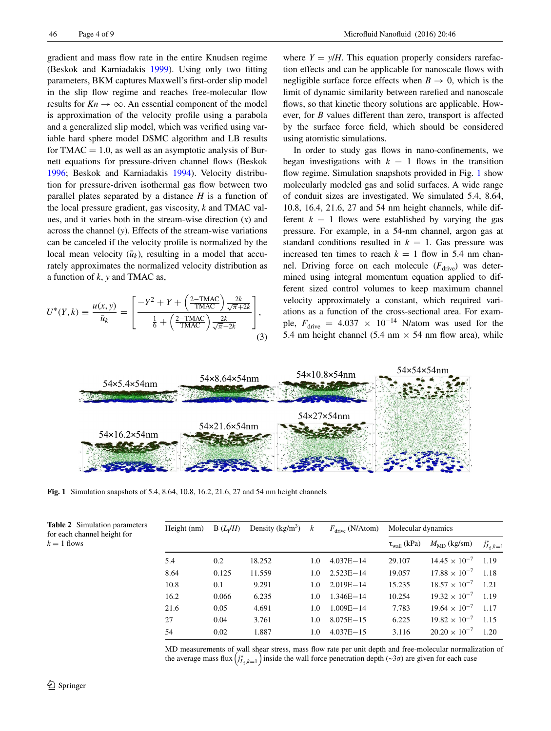gradient and mass flow rate in the entire Knudsen regime (Beskok and Karniadakis 1999). Using only two fitting parameters, BKM captures Maxwell's first-order slip model in the slip flow regime and reaches free-molecular flow results for $Kn \to \infty$. An essential component of the model is approximation of the velocity profile using a parabola and a generalized slip model, which was verified using variable hard sphere model DSMC algorithm and LB results for TMAC = 1.0, as well as an asymptotic analysis of Burnett equations for pressure-driven channel flows (Beskok 1996; Beskok and Karniadakis 1994). Velocity distribution for pressure-driven isothermal gas flow between two parallel plates separated by a distance $H$ is a function of the local pressure gradient, gas viscosity, $k$ and TMAC values, and it varies both in the stream-wise direction ($x$) and across the channel ($y$). Effects of the stream-wise variations can be canceled if the velocity profile is normalized by the local mean velocity ($\bar{u}_k$), resulting in a model that accurately approximates the normalized velocity distribution as a function of $k$, $y$ and TMAC as,

$$U^*(Y,k) \equiv \frac{u(x,y)}{\bar{u}_k} = \left[ \frac{-Y^2 + Y + \left(\frac{2-\text{TMAC}}{\text{TMAC}}\right)\frac{2k}{\sqrt{\pi}+2k}}{\frac{1}{6} + \left(\frac{2-\text{TMAC}}{\text{TMAC}}\right)\frac{2k}{\sqrt{\pi}+2k}} \right], \tag{3}$$

where $Y = y/H$. This equation properly considers rarefaction effects and can be applicable for nanoscale flows with negligible surface force effects when $B \to 0$, which is the limit of dynamic similarity between rarefied and nanoscale flows, so that kinetic theory solutions are applicable. However, for $B$ values different than zero, transport is affected by the surface force field, which should be considered using atomistic simulations.

In order to study gas flows in nano-confinements, we began investigations with $k = 1$ flows in the transition flow regime. Simulation snapshots provided in Fig. 1 show molecularly modeled gas and solid surfaces. A wide range of conduit sizes are investigated. We simulated 5.4, 8.64, 10.8, 16.4, 21.6, 27 and 54 nm height channels, while different $k = 1$ flows were established by varying the gas pressure. For example, in a 54-nm channel, argon gas at standard conditions resulted in $k = 1$. Gas pressure was increased ten times to reach $k = 1$ flow in 5.4 nm channel. Driving force on each molecule ($F_{\text{drive}}$) was determined using integral momentum equation applied to different sized control volumes to keep maximum channel velocity approximately a constant, which required variations as a function of the cross-sectional area. For example, $F_{\text{drive}} = 4.037 \times 10^{-14}$ N/atom was used for the 5.4 nm height channel (5.4 nm × 54 nm flow area), while

**Fig. 1** Simulation snapshots of 5.4, 8.64, 10.8, 16.2, 21.6, 27 and 54 nm height channels

**Table 2** Simulation parameters for each channel height for $k = 1$ flows

| Height (nm) | B ($L_f/H$) | Density (kg/m$^3$) | $k$ | $F_{\text{drive}}$ (N/Atom) | Molecular dynamics | | |
|---|---|---|---|---|---|---|---|
| | | | | | $\tau_{\text{wall}}$ (kPa) | $M_{\text{MD}}$ (kg/sm) | $j^*_{L_f,k=1}$ |
| 5.4 | 0.2 | 18.252 | 1.0 | 4.037E−14 | 29.107 | $14.45 \times 10^{-7}$ | 1.19 |
| 8.64 | 0.125 | 11.559 | 1.0 | 2.523E−14 | 19.057 | $17.88 \times 10^{-7}$ | 1.18 |
| 10.8 | 0.1 | 9.291 | 1.0 | 2.019E−14 | 15.235 | $18.57 \times 10^{-7}$ | 1.21 |
| 16.2 | 0.066 | 6.235 | 1.0 | 1.346E−14 | 10.254 | $19.32 \times 10^{-7}$ | 1.19 |
| 21.6 | 0.05 | 4.691 | 1.0 | 1.009E−14 | 7.783 | $19.64 \times 10^{-7}$ | 1.17 |
| 27 | 0.04 | 3.761 | 1.0 | 8.075E−15 | 6.225 | $19.82 \times 10^{-7}$ | 1.15 |
| 54 | 0.02 | 1.887 | 1.0 | 4.037E−15 | 3.116 | $20.20 \times 10^{-7}$ | 1.20 |

MD measurements of wall shear stress, mass flow rate per unit depth and free-molecular normalization of the average mass flux $\left(j^*_{L_f,k=1}\right)$ inside the wall force penetration depth (~3σ) are given for each case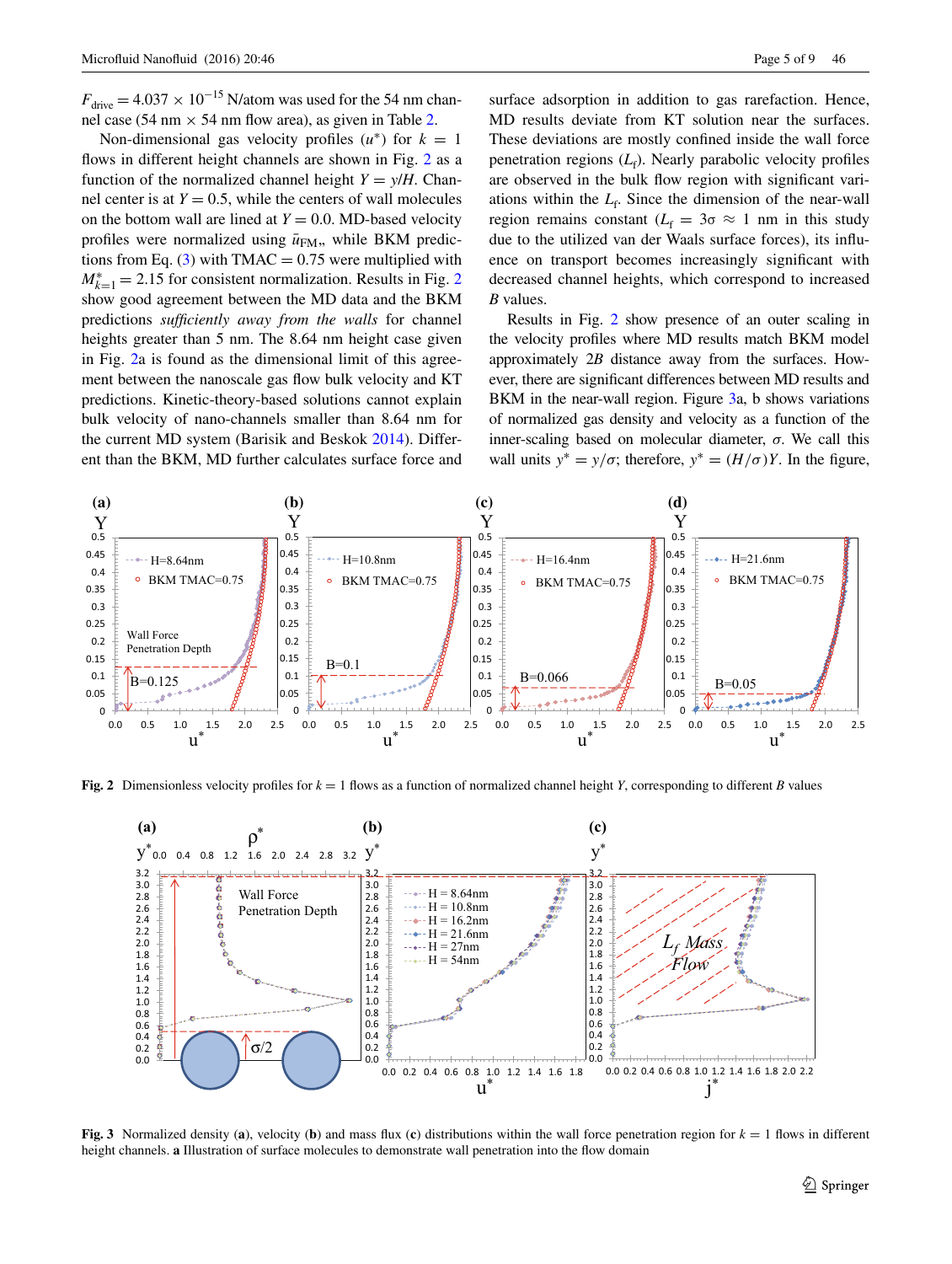$F_{\text{drive}} = 4.037 \times 10^{-15}$ N/atom was used for the 54 nm channel case (54 nm × 54 nm flow area), as given in Table 2.

Non-dimensional gas velocity profiles ($u^*$) for $k = 1$ flows in different height channels are shown in Fig. 2 as a function of the normalized channel height $Y = y/H$. Channel center is at $Y = 0.5$, while the centers of wall molecules on the bottom wall are lined at $Y = 0.0$. MD-based velocity profiles were normalized using $\bar{u}_{\text{FM}}$, while BKM predictions from Eq. (3) with TMAC = 0.75 were multiplied with $M^*_{k=1} = 2.15$ for consistent normalization. Results in Fig. 2 show good agreement between the MD data and the BKM predictions *sufficiently away from the walls* for channel heights greater than 5 nm. The 8.64 nm height case given in Fig. 2a is found as the dimensional limit of this agreement between the nanoscale gas flow bulk velocity and KT predictions. Kinetic-theory-based solutions cannot explain bulk velocity of nano-channels smaller than 8.64 nm for the current MD system (Barisik and Beskok 2014). Different than the BKM, MD further calculates surface force and surface adsorption in addition to gas rarefaction. Hence, MD results deviate from KT solution near the surfaces. These deviations are mostly confined inside the wall force penetration regions ($L_f$). Nearly parabolic velocity profiles are observed in the bulk flow region with significant variations within the $L_f$. Since the dimension of the near-wall region remains constant ($L_f = 3\sigma \approx 1$ nm in this study due to the utilized van der Waals surface forces), its influence on transport becomes increasingly significant with decreased channel heights, which correspond to increased $B$ values.

Results in Fig. 2 show presence of an outer scaling in the velocity profiles where MD results match BKM model approximately $2B$ distance away from the surfaces. However, there are significant differences between MD results and BKM in the near-wall region. Figure 3a, b shows variations of normalized gas density and velocity as a function of the inner-scaling based on molecular diameter, $\sigma$. We call this wall units $y^* = y/\sigma$; therefore, $y^* = (H/\sigma)Y$. In the figure,

**Fig. 2** Dimensionless velocity profiles for $k = 1$ flows as a function of normalized channel height $Y$, corresponding to different $B$ values

**Fig. 3** Normalized density (**a**), velocity (**b**) and mass flux (**c**) distributions within the wall force penetration region for $k = 1$ flows in different height channels. **a** Illustration of surface molecules to demonstrate wall penetration into the flow domain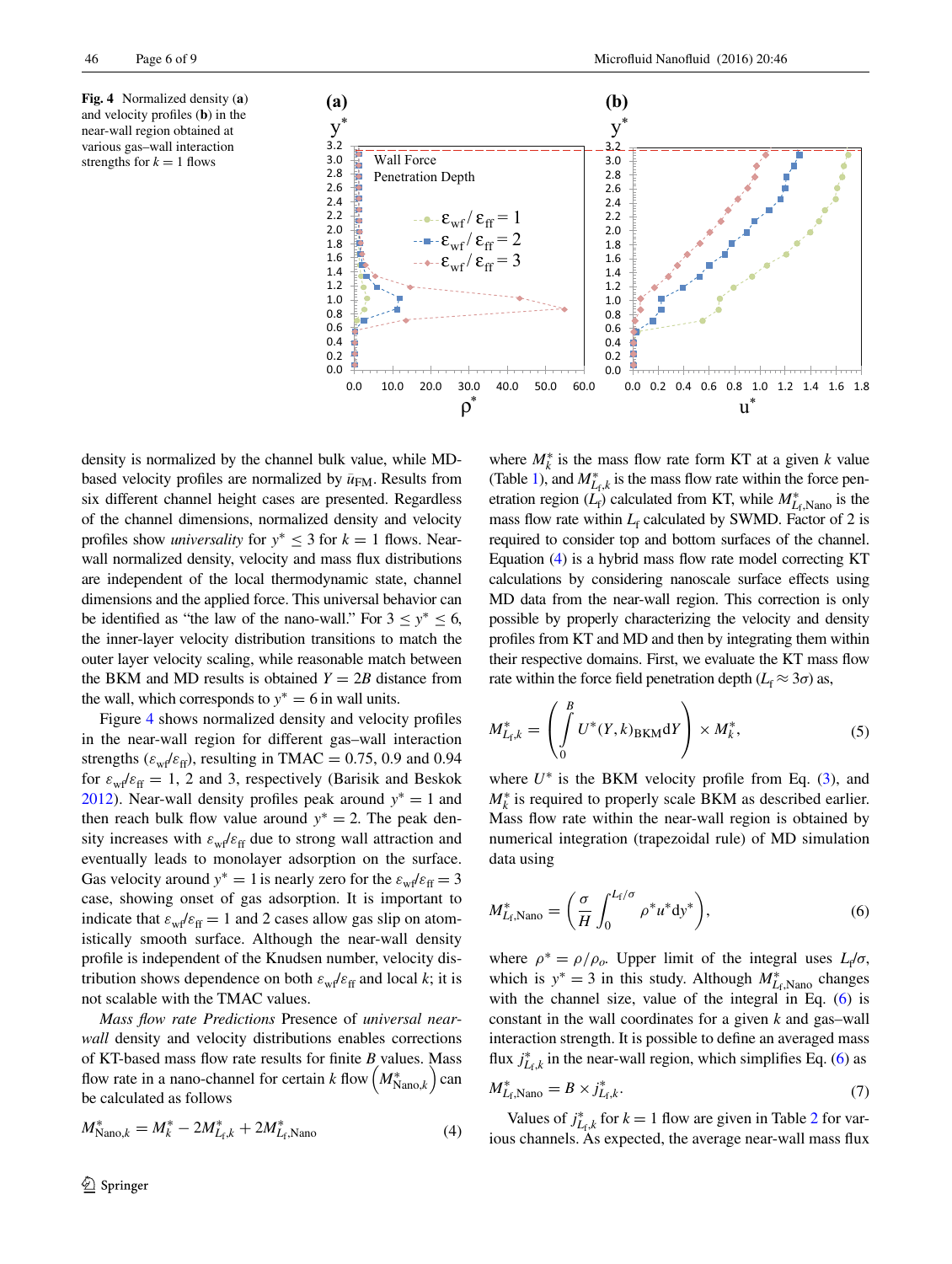**Fig. 4** Normalized density (**a**) and velocity profiles (**b**) in the near-wall region obtained at various gas–wall interaction strengths for $k = 1$ flows

density is normalized by the channel bulk value, while MD-based velocity profiles are normalized by $\bar{u}_{\mathrm{FM}}$. Results from six different channel height cases are presented. Regardless of the channel dimensions, normalized density and velocity profiles show *universality* for $y^* \leq 3$ for $k = 1$ flows. Near-wall normalized density, velocity and mass flux distributions are independent of the local thermodynamic state, channel dimensions and the applied force. This universal behavior can be identified as "the law of the nano-wall." For $3 \leq y^* \leq 6$, the inner-layer velocity distribution transitions to match the outer layer velocity scaling, while reasonable match between the BKM and MD results is obtained $Y = 2B$ distance from the wall, which corresponds to $y^* = 6$ in wall units.

Figure 4 shows normalized density and velocity profiles in the near-wall region for different gas–wall interaction strengths ($\varepsilon_{\mathrm{wf}}/\varepsilon_{\mathrm{ff}}$), resulting in TMAC = 0.75, 0.9 and 0.94 for $\varepsilon_{\mathrm{wf}}/\varepsilon_{\mathrm{ff}} = 1$, 2 and 3, respectively (Barisik and Beskok 2012). Near-wall density profiles peak around $y^* = 1$ and then reach bulk flow value around $y^* = 2$. The peak density increases with $\varepsilon_{\mathrm{wf}}/\varepsilon_{\mathrm{ff}}$ due to strong wall attraction and eventually leads to monolayer adsorption on the surface. Gas velocity around $y^* = 1$ is nearly zero for the $\varepsilon_{\mathrm{wf}}/\varepsilon_{\mathrm{ff}} = 3$ case, showing onset of gas adsorption. It is important to indicate that $\varepsilon_{\mathrm{wf}}/\varepsilon_{\mathrm{ff}} = 1$ and 2 cases allow gas slip on atomistically smooth surface. Although the near-wall density profile is independent of the Knudsen number, velocity distribution shows dependence on both $\varepsilon_{\mathrm{wf}}/\varepsilon_{\mathrm{ff}}$ and local $k$; it is not scalable with the TMAC values.

*Mass flow rate Predictions* Presence of *universal near-wall* density and velocity distributions enables corrections of KT-based mass flow rate results for finite $B$ values. Mass flow rate in a nano-channel for certain $k$ flow $\left(M^*_{\mathrm{Nano},k}\right)$ can be calculated as follows

$$M^*_{\mathrm{Nano},k} = M^*_k - 2M^*_{L_{\mathrm{f}},k} + 2M^*_{L_{\mathrm{f}},\mathrm{Nano}} \tag{4}$$

where $M^*_k$ is the mass flow rate form KT at a given $k$ value (Table 1), and $M^*_{L_{\mathrm{f}},k}$ is the mass flow rate within the force penetration region ($L_{\mathrm{f}}$) calculated from KT, while $M^*_{L_{\mathrm{f}},\mathrm{Nano}}$ is the mass flow rate within $L_{\mathrm{f}}$ calculated by SWMD. Factor of 2 is required to consider top and bottom surfaces of the channel. Equation (4) is a hybrid mass flow rate model correcting KT calculations by considering nanoscale surface effects using MD data from the near-wall region. This correction is only possible by properly characterizing the velocity and density profiles from KT and MD and then by integrating them within their respective domains. First, we evaluate the KT mass flow rate within the force field penetration depth ($L_{\mathrm{f}} \approx 3\sigma$) as,

$$M^*_{L_{\mathrm{f}},k} = \left( \int_0^B U^*(Y,k)_{\mathrm{BKM}} \mathrm{d}Y \right) \times M^*_k, \tag{5}$$

where $U^*$ is the BKM velocity profile from Eq. (3), and $M^*_k$ is required to properly scale BKM as described earlier. Mass flow rate within the near-wall region is obtained by numerical integration (trapezoidal rule) of MD simulation data using

$$M^*_{L_{\mathrm{f}},\mathrm{Nano}} = \left( \frac{\sigma}{H} \int_0^{L_{\mathrm{f}}/\sigma} \rho^* u^* \mathrm{d}y^* \right), \tag{6}$$

where $\rho^* = \rho/\rho_o$. Upper limit of the integral uses $L_{\mathrm{f}}/\sigma$, which is $y^* = 3$ in this study. Although $M^*_{L_{\mathrm{f}},\mathrm{Nano}}$ changes with the channel size, value of the integral in Eq. (6) is constant in the wall coordinates for a given $k$ and gas–wall interaction strength. It is possible to define an averaged mass flux $j^*_{L_{\mathrm{f}},k}$ in the near-wall region, which simplifies Eq. (6) as

$$M^*_{L_{\mathrm{f}},\mathrm{Nano}} = B \times j^*_{L_{\mathrm{f}},k}. \tag{7}$$

Values of $j^*_{L_{\mathrm{f}},k}$ for $k = 1$ flow are given in Table 2 for various channels. As expected, the average near-wall mass flux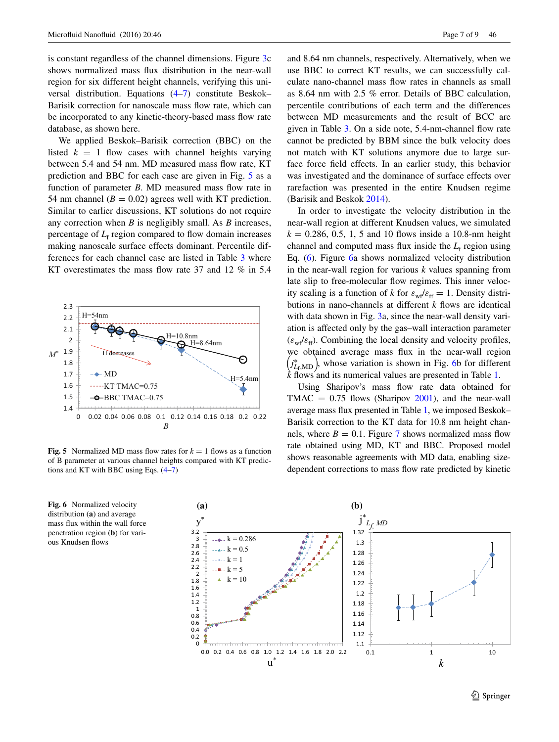is constant regardless of the channel dimensions. Figure 3c shows normalized mass flux distribution in the near-wall region for six different height channels, verifying this universal distribution. Equations (4–7) constitute Beskok–Barisik correction for nanoscale mass flow rate, which can be incorporated to any kinetic-theory-based mass flow rate database, as shown here.

We applied Beskok–Barisik correction (BBC) on the listed $k = 1$ flow cases with channel heights varying between 5.4 and 54 nm. MD measured mass flow rate, KT prediction and BBC for each case are given in Fig. 5 as a function of parameter $B$. MD measured mass flow rate in 54 nm channel ($B = 0.02$) agrees well with KT prediction. Similar to earlier discussions, KT solutions do not require any correction when $B$ is negligibly small. As $B$ increases, percentage of $L_f$ region compared to flow domain increases making nanoscale surface effects dominant. Percentile differences for each channel case are listed in Table 3 where KT overestimates the mass flow rate 37 and 12 % in 5.4 and 8.64 nm channels, respectively. Alternatively, when we use BBC to correct KT results, we can successfully calculate nano-channel mass flow rates in channels as small as 8.64 nm with 2.5 % error. Details of BBC calculation, percentile contributions of each term and the differences between MD measurements and the result of BCC are given in Table 3. On a side note, 5.4-nm-channel flow rate cannot be predicted by BBM since the bulk velocity does not match with KT solutions anymore due to large surface force field effects. In an earlier study, this behavior was investigated and the dominance of surface effects over rarefaction was presented in the entire Knudsen regime (Barisik and Beskok 2014).

Fig. 5 Normalized MD mass flow rates for $k = 1$ flows as a function of B parameter at various channel heights compared with KT predictions and KT with BBC using Eqs. (4–7)

In order to investigate the velocity distribution in the near-wall region at different Knudsen values, we simulated $k = 0.286$, 0.5, 1, 5 and 10 flows inside a 10.8-nm height channel and computed mass flux inside the $L_f$ region using Eq. (6). Figure 6a shows normalized velocity distribution in the near-wall region for various $k$ values spanning from late slip to free-molecular flow regimes. This inner velocity scaling is a function of $k$ for $\varepsilon_{wf}/\varepsilon_{ff} = 1$. Density distributions in nano-channels at different $k$ flows are identical with data shown in Fig. 3a, since the near-wall density variation is affected only by the gas–wall interaction parameter ($\varepsilon_{wf}/\varepsilon_{ff}$). Combining the local density and velocity profiles, we obtained average mass flux in the near-wall region $\left(j^*_{Lf,\mathrm{MD}}\right)$, whose variation is shown in Fig. 6b for different $k$ flows and its numerical values are presented in Table 1.

Using Sharipov's mass flow rate data obtained for TMAC = 0.75 flows (Sharipov 2001), and the near-wall average mass flux presented in Table 1, we imposed Beskok–Barisik correction to the KT data for 10.8 nm height channels, where $B = 0.1$. Figure 7 shows normalized mass flow rate obtained using MD, KT and BBC. Proposed model shows reasonable agreements with MD data, enabling size-dependent corrections to mass flow rate predicted by kinetic

Fig. 6 Normalized velocity distribution (a) and average mass flux within the wall force penetration region (b) for various Knudsen flows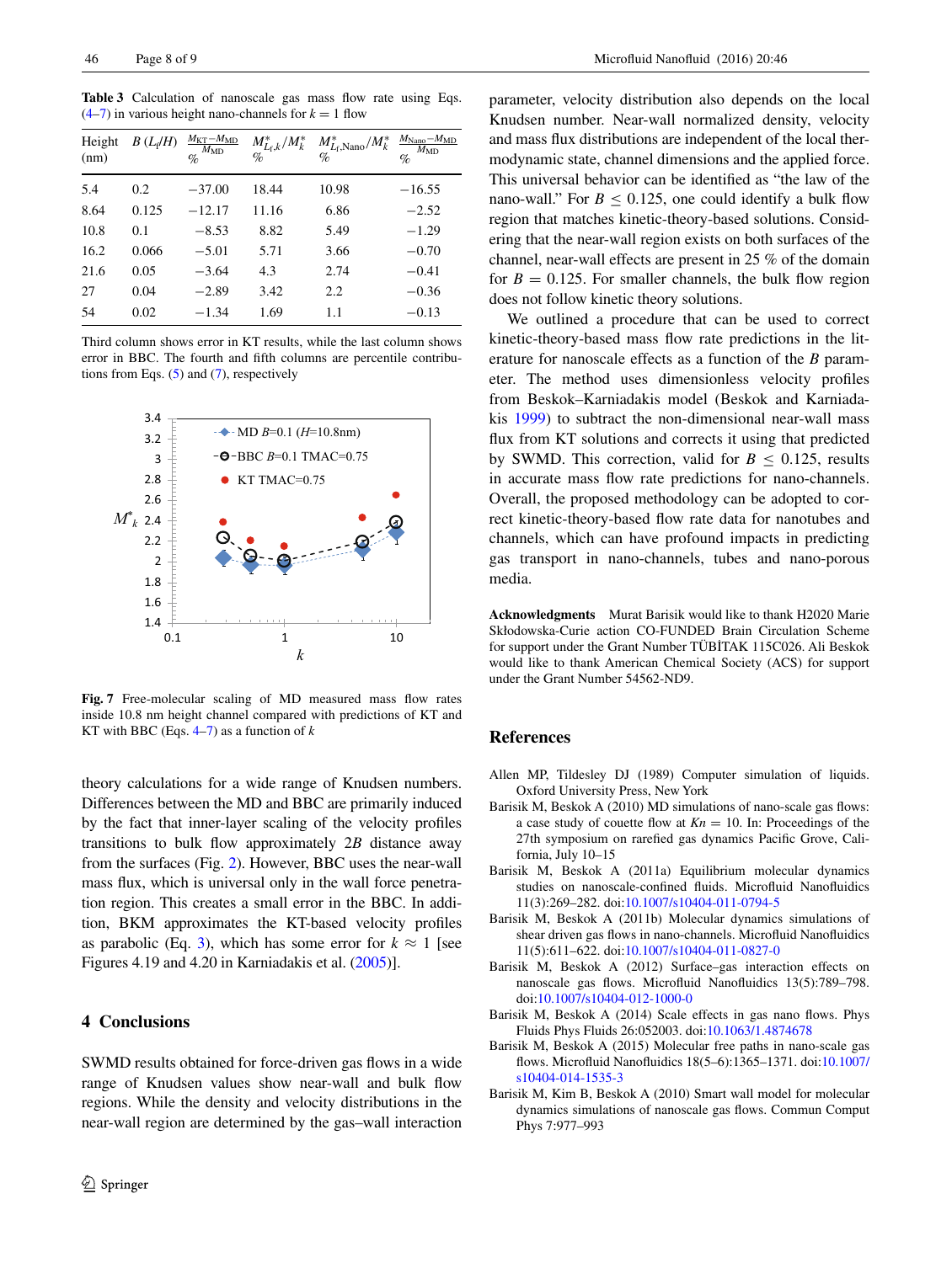**Table 3** Calculation of nanoscale gas mass flow rate using Eqs. (4–7) in various height nano-channels for $k = 1$ flow

| Height (nm) | $B$ ($L_f/H$) | $\frac{M_{KT}-M_{MD}}{M_{MD}}$ % | $M^*_{L_f,k}/M^*_k$ % | $M^*_{L_f,\text{Nano}}/M^*_k$ % | $\frac{M_{\text{Nano}}-M_{MD}}{M_{MD}}$ % |
|---|---|---|---|---|---|
| 5.4 | 0.2 | −37.00 | 18.44 | 10.98 | −16.55 |
| 8.64 | 0.125 | −12.17 | 11.16 | 6.86 | −2.52 |
| 10.8 | 0.1 | −8.53 | 8.82 | 5.49 | −1.29 |
| 16.2 | 0.066 | −5.01 | 5.71 | 3.66 | −0.70 |
| 21.6 | 0.05 | −3.64 | 4.3 | 2.74 | −0.41 |
| 27 | 0.04 | −2.89 | 3.42 | 2.2 | −0.36 |
| 54 | 0.02 | −1.34 | 1.69 | 1.1 | −0.13 |

Third column shows error in KT results, while the last column shows error in BBC. The fourth and fifth columns are percentile contributions from Eqs. (5) and (7), respectively

**Fig. 7** Free-molecular scaling of MD measured mass flow rates inside 10.8 nm height channel compared with predictions of KT and KT with BBC (Eqs. 4–7) as a function of $k$

theory calculations for a wide range of Knudsen numbers. Differences between the MD and BBC are primarily induced by the fact that inner-layer scaling of the velocity profiles transitions to bulk flow approximately $2B$ distance away from the surfaces (Fig. 2). However, BBC uses the near-wall mass flux, which is universal only in the wall force penetration region. This creates a small error in the BBC. In addition, BKM approximates the KT-based velocity profiles as parabolic (Eq. 3), which has some error for $k \approx 1$ [see Figures 4.19 and 4.20 in Karniadakis et al. (2005)].

## 4 Conclusions

SWMD results obtained for force-driven gas flows in a wide range of Knudsen values show near-wall and bulk flow regions. While the density and velocity distributions in the near-wall region are determined by the gas–wall interaction parameter, velocity distribution also depends on the local Knudsen number. Near-wall normalized density, velocity and mass flux distributions are independent of the local thermodynamic state, channel dimensions and the applied force. This universal behavior can be identified as "the law of the nano-wall." For $B \leq 0.125$, one could identify a bulk flow region that matches kinetic-theory-based solutions. Considering that the near-wall region exists on both surfaces of the channel, near-wall effects are present in 25 % of the domain for $B = 0.125$. For smaller channels, the bulk flow region does not follow kinetic theory solutions.

We outlined a procedure that can be used to correct kinetic-theory-based mass flow rate predictions in the literature for nanoscale effects as a function of the $B$ parameter. The method uses dimensionless velocity profiles from Beskok–Karniadakis model (Beskok and Karniadakis 1999) to subtract the non-dimensional near-wall mass flux from KT solutions and corrects it using that predicted by SWMD. This correction, valid for $B \leq 0.125$, results in accurate mass flow rate predictions for nano-channels. Overall, the proposed methodology can be adopted to correct kinetic-theory-based flow rate data for nanotubes and channels, which can have profound impacts in predicting gas transport in nano-channels, tubes and nano-porous media.

**Acknowledgments** Murat Barisik would like to thank H2020 Marie Skłodowska-Curie action CO-FUNDED Brain Circulation Scheme for support under the Grant Number TÜBİTAK 115C026. Ali Beskok would like to thank American Chemical Society (ACS) for support under the Grant Number 54562-ND9.

## References

Allen MP, Tildesley DJ (1989) Computer simulation of liquids. Oxford University Press, New York

Barisik M, Beskok A (2010) MD simulations of nano-scale gas flows: a case study of couette flow at $Kn = 10$. In: Proceedings of the 27th symposium on rarefied gas dynamics Pacific Grove, California, July 10–15

Barisik M, Beskok A (2011a) Equilibrium molecular dynamics studies on nanoscale-confined fluids. Microfluid Nanofluidics 11(3):269–282. doi:10.1007/s10404-011-0794-5

Barisik M, Beskok A (2011b) Molecular dynamics simulations of shear driven gas flows in nano-channels. Microfluid Nanofluidics 11(5):611–622. doi:10.1007/s10404-011-0827-0

Barisik M, Beskok A (2012) Surface–gas interaction effects on nanoscale gas flows. Microfluid Nanofluidics 13(5):789–798. doi:10.1007/s10404-012-1000-0

Barisik M, Beskok A (2014) Scale effects in gas nano flows. Phys Fluids Phys Fluids 26:052003. doi:10.1063/1.4874678

Barisik M, Beskok A (2015) Molecular free paths in nano-scale gas flows. Microfluid Nanofluidics 18(5–6):1365–1371. doi:10.1007/s10404-014-1535-3

Barisik M, Kim B, Beskok A (2010) Smart wall model for molecular dynamics simulations of nanoscale gas flows. Commun Comput Phys 7:977–993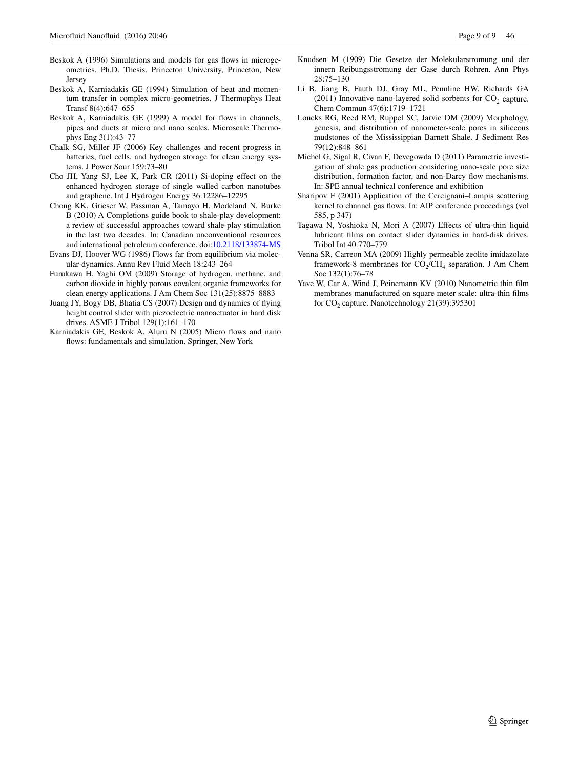Beskok A (1996) Simulations and models for gas flows in microgeometries. Ph.D. Thesis, Princeton University, Princeton, New Jersey

Beskok A, Karniadakis GE (1994) Simulation of heat and momentum transfer in complex micro-geometries. J Thermophys Heat Transf 8(4):647–655

Beskok A, Karniadakis GE (1999) A model for flows in channels, pipes and ducts at micro and nano scales. Microscale Thermophys Eng 3(1):43–77

Chalk SG, Miller JF (2006) Key challenges and recent progress in batteries, fuel cells, and hydrogen storage for clean energy systems. J Power Sour 159:73–80

Cho JH, Yang SJ, Lee K, Park CR (2011) Si-doping effect on the enhanced hydrogen storage of single walled carbon nanotubes and graphene. Int J Hydrogen Energy 36:12286–12295

Chong KK, Grieser W, Passman A, Tamayo H, Modeland N, Burke B (2010) A Completions guide book to shale-play development: a review of successful approaches toward shale-play stimulation in the last two decades. In: Canadian unconventional resources and international petroleum conference. doi:10.2118/133874-MS

Evans DJ, Hoover WG (1986) Flows far from equilibrium via molecular-dynamics. Annu Rev Fluid Mech 18:243–264

Furukawa H, Yaghi OM (2009) Storage of hydrogen, methane, and carbon dioxide in highly porous covalent organic frameworks for clean energy applications. J Am Chem Soc 131(25):8875–8883

Juang JY, Bogy DB, Bhatia CS (2007) Design and dynamics of flying height control slider with piezoelectric nanoactuator in hard disk drives. ASME J Tribol 129(1):161–170

Karniadakis GE, Beskok A, Aluru N (2005) Micro flows and nano flows: fundamentals and simulation. Springer, New York

Knudsen M (1909) Die Gesetze der Molekularstromung und der innern Reibungsstromung der Gase durch Rohren. Ann Phys 28:75–130

Li B, Jiang B, Fauth DJ, Gray ML, Pennline HW, Richards GA (2011) Innovative nano-layered solid sorbents for $CO_2$ capture. Chem Commun 47(6):1719–1721

Loucks RG, Reed RM, Ruppel SC, Jarvie DM (2009) Morphology, genesis, and distribution of nanometer-scale pores in siliceous mudstones of the Mississippian Barnett Shale. J Sediment Res 79(12):848–861

Michel G, Sigal R, Civan F, Devegowda D (2011) Parametric investigation of shale gas production considering nano-scale pore size distribution, formation factor, and non-Darcy flow mechanisms. In: SPE annual technical conference and exhibition

Sharipov F (2001) Application of the Cercignani–Lampis scattering kernel to channel gas flows. In: AIP conference proceedings (vol 585, p 347)

Tagawa N, Yoshioka N, Mori A (2007) Effects of ultra-thin liquid lubricant films on contact slider dynamics in hard-disk drives. Tribol Int 40:770–779

Venna SR, Carreon MA (2009) Highly permeable zeolite imidazolate framework-8 membranes for $CO_2$/$CH_4$ separation. J Am Chem Soc 132(1):76–78

Yave W, Car A, Wind J, Peinemann KV (2010) Nanometric thin film membranes manufactured on square meter scale: ultra-thin films for $CO_2$ capture. Nanotechnology 21(39):395301